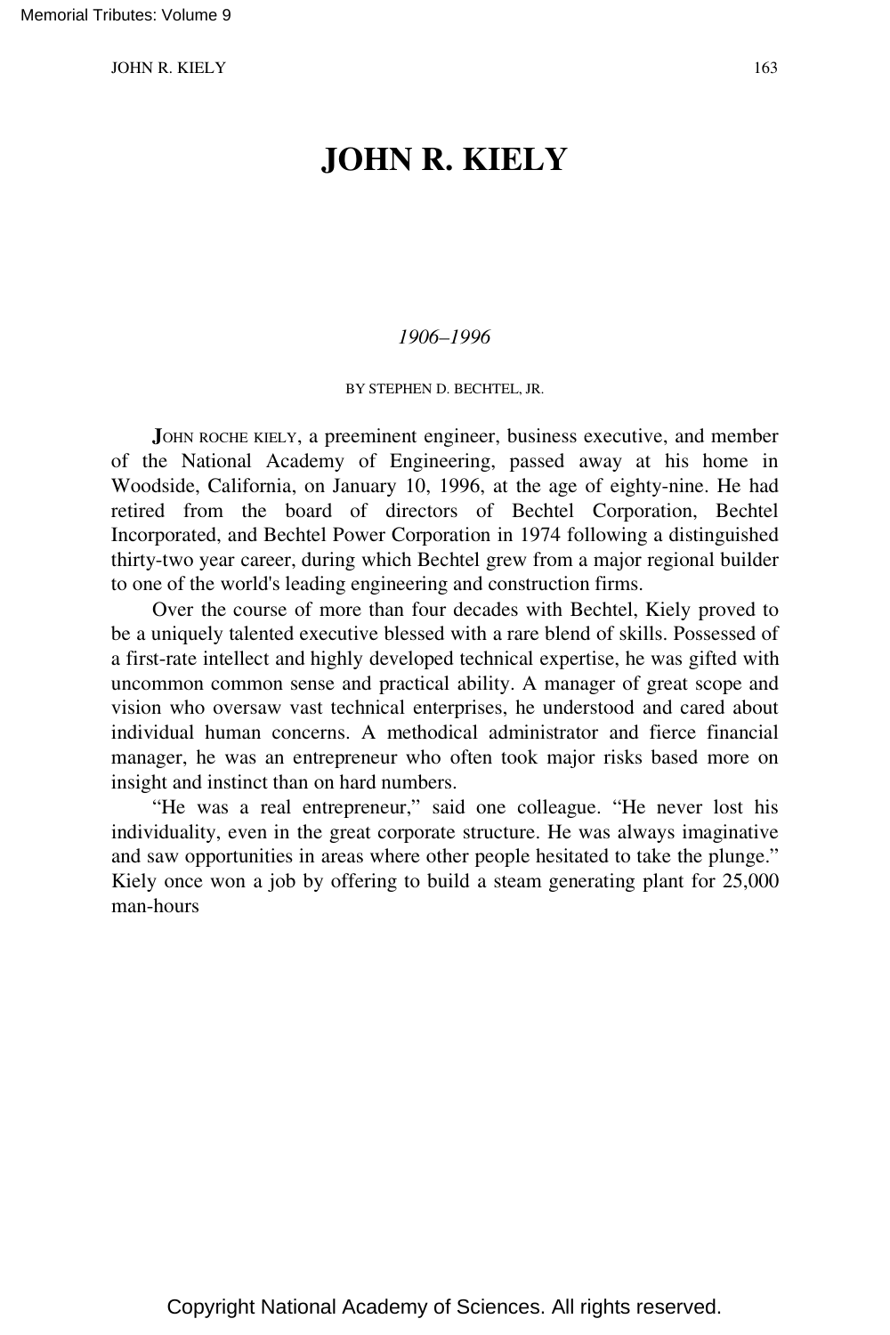# JOHN R. KIELY

*1906–1996*

BY STEPHEN D. BECHTEL, JR.

JOHN ROCHE KIELY, a preeminent engineer, business executive, and member of the National Academy of Engineering, passed away at his home in Woodside, California, on January 10, 1996, at the age of eighty-nine. He had retired from the board of directors of Bechtel Corporation, Bechtel Incorporated, and Bechtel Power Corporation in 1974 following a distinguished thirty-two year career, during which Bechtel grew from a major regional builder to one of the world's leading engineering and construction firms.

Over the course of more than four decades with Bechtel, Kiely proved to be a uniquely talented executive blessed with a rare blend of skills. Possessed of a first-rate intellect and highly developed technical expertise, he was gifted with uncommon common sense and practical ability. A manager of great scope and vision who oversaw vast technical enterprises, he understood and cared about individual human concerns. A methodical administrator and fierce financial manager, he was an entrepreneur who often took major risks based more on insight and instinct than on hard numbers.

"He was a real entrepreneur," said one colleague. "He never lost his individuality, even in the great corporate structure. He was always imaginative and saw opportunities in areas where other people hesitated to take the plunge." Kiely once won a job by offering to build a steam generating plant for 25,000 man-hours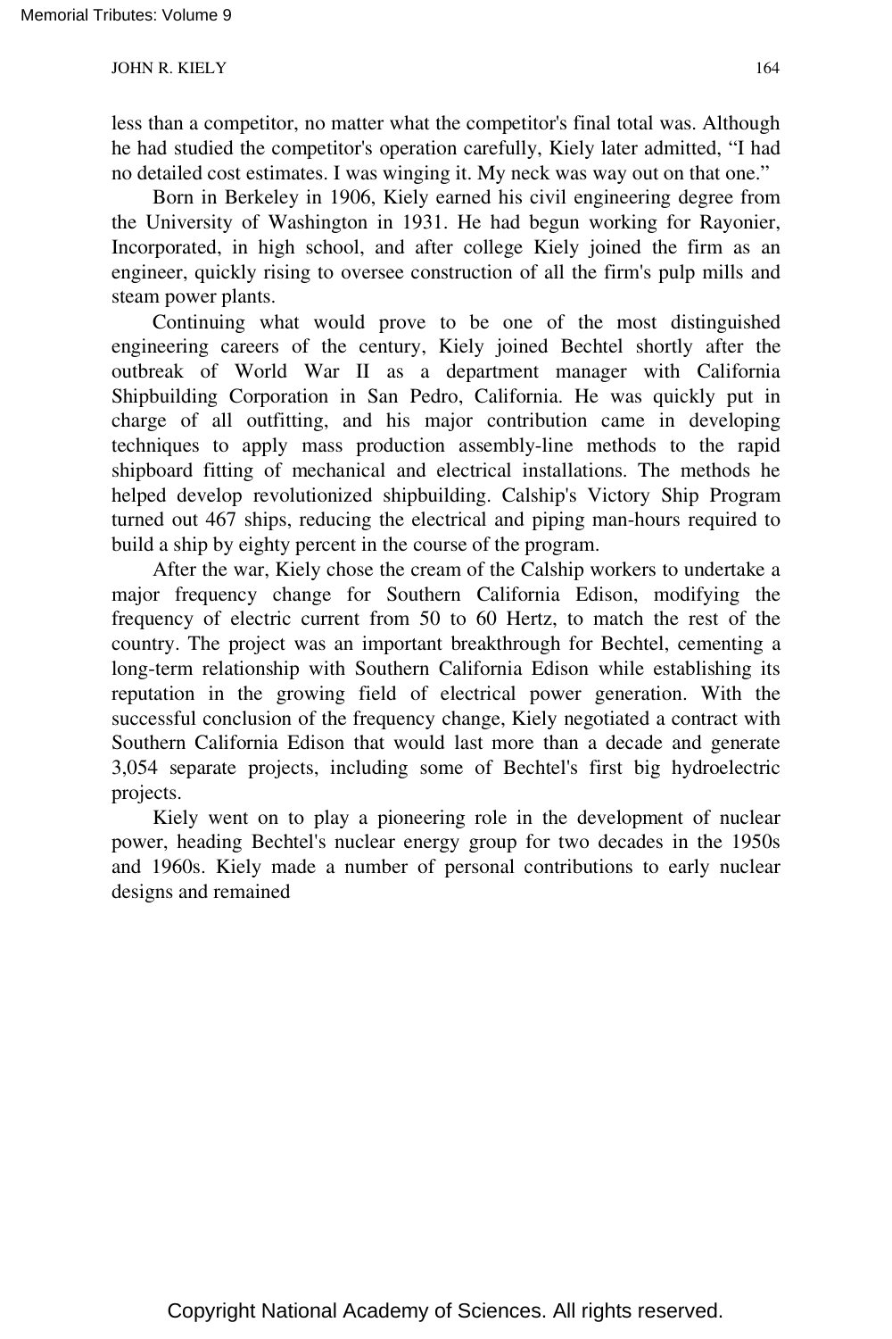less than a competitor, no matter what the competitor's final total was. Although he had studied the competitor's operation carefully, Kiely later admitted, “I had no detailed cost estimates. I was winging it. My neck was way out on that one.”

Born in Berkeley in 1906, Kiely earned his civil engineering degree from the University of Washington in 1931. He had begun working for Rayonier, Incorporated, in high school, and after college Kiely joined the firm as an engineer, quickly rising to oversee construction of all the firm's pulp mills and steam power plants.

Continuing what would prove to be one of the most distinguished engineering careers of the century, Kiely joined Bechtel shortly after the outbreak of World War II as a department manager with California Shipbuilding Corporation in San Pedro, California. He was quickly put in charge of all outfitting, and his major contribution came in developing techniques to apply mass production assembly-line methods to the rapid shipboard fitting of mechanical and electrical installations. The methods he helped develop revolutionized shipbuilding. Calship's Victory Ship Program turned out 467 ships, reducing the electrical and piping man-hours required to build a ship by eighty percent in the course of the program.

After the war, Kiely chose the cream of the Calship workers to undertake a major frequency change for Southern California Edison, modifying the frequency of electric current from 50 to 60 Hertz, to match the rest of the country. The project was an important breakthrough for Bechtel, cementing a long-term relationship with Southern California Edison while establishing its reputation in the growing field of electrical power generation. With the successful conclusion of the frequency change, Kiely negotiated a contract with Southern California Edison that would last more than a decade and generate 3,054 separate projects, including some of Bechtel's first big hydroelectric projects.

Kiely went on to play a pioneering role in the development of nuclear power, heading Bechtel's nuclear energy group for two decades in the 1950s and 1960s. Kiely made a number of personal contributions to early nuclear designs and remained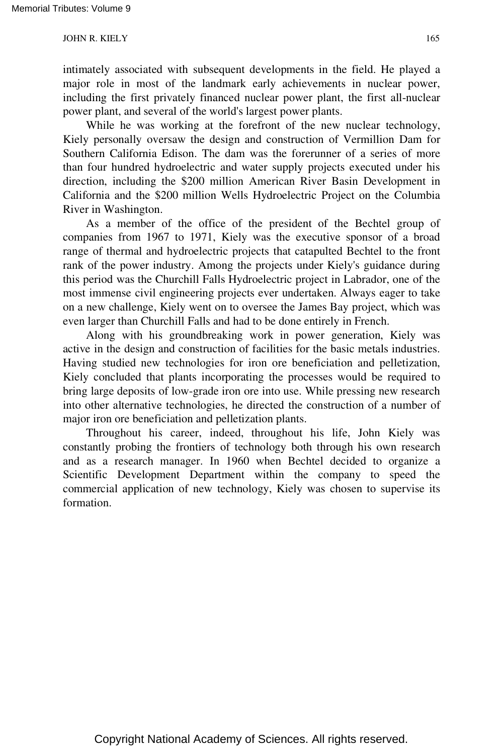intimately associated with subsequent developments in the field. He played a major role in most of the landmark early achievements in nuclear power, including the first privately financed nuclear power plant, the first all-nuclear power plant, and several of the world's largest power plants.

While he was working at the forefront of the new nuclear technology, Kiely personally oversaw the design and construction of Vermillion Dam for Southern California Edison. The dam was the forerunner of a series of more than four hundred hydroelectric and water supply projects executed under his direction, including the $200 million American River Basin Development in California and the $200 million Wells Hydroelectric Project on the Columbia River in Washington.

As a member of the office of the president of the Bechtel group of companies from 1967 to 1971, Kiely was the executive sponsor of a broad range of thermal and hydroelectric projects that catapulted Bechtel to the front rank of the power industry. Among the projects under Kiely's guidance during this period was the Churchill Falls Hydroelectric project in Labrador, one of the most immense civil engineering projects ever undertaken. Always eager to take on a new challenge, Kiely went on to oversee the James Bay project, which was even larger than Churchill Falls and had to be done entirely in French.

Along with his groundbreaking work in power generation, Kiely was active in the design and construction of facilities for the basic metals industries. Having studied new technologies for iron ore beneficiation and pelletization, Kiely concluded that plants incorporating the processes would be required to bring large deposits of low-grade iron ore into use. While pressing new research into other alternative technologies, he directed the construction of a number of major iron ore beneficiation and pelletization plants.

Throughout his career, indeed, throughout his life, John Kiely was constantly probing the frontiers of technology both through his own research and as a research manager. In 1960 when Bechtel decided to organize a Scientific Development Department within the company to speed the commercial application of new technology, Kiely was chosen to supervise its formation.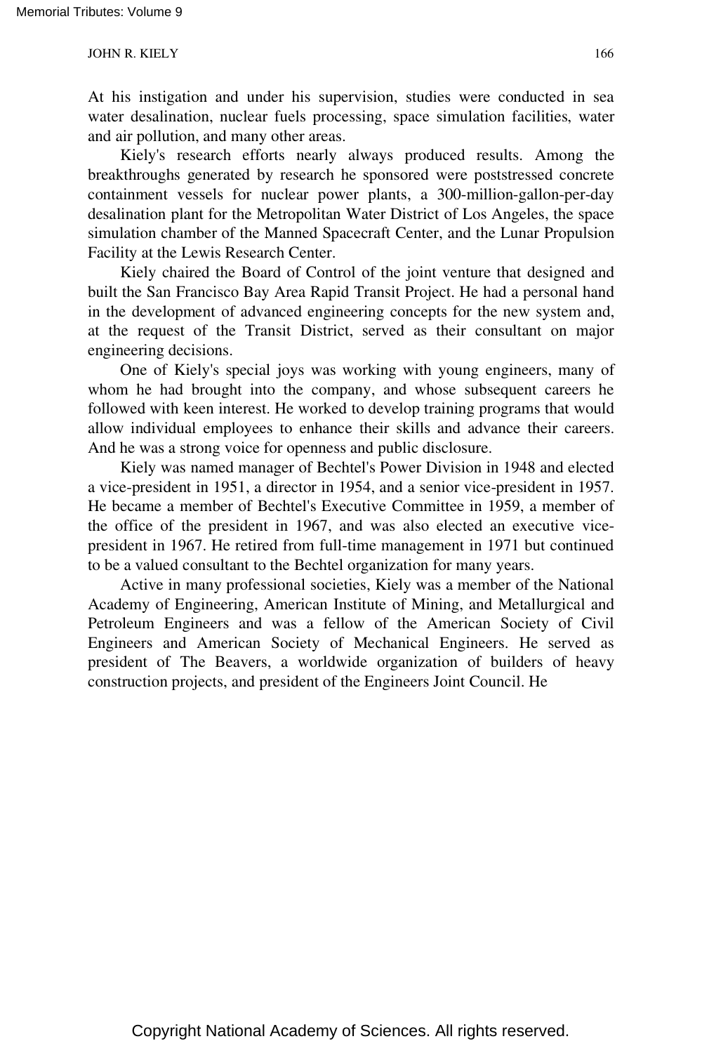At his instigation and under his supervision, studies were conducted in sea water desalination, nuclear fuels processing, space simulation facilities, water and air pollution, and many other areas.

Kiely's research efforts nearly always produced results. Among the breakthroughs generated by research he sponsored were poststressed concrete containment vessels for nuclear power plants, a 300-million-gallon-per-day desalination plant for the Metropolitan Water District of Los Angeles, the space simulation chamber of the Manned Spacecraft Center, and the Lunar Propulsion Facility at the Lewis Research Center.

Kiely chaired the Board of Control of the joint venture that designed and built the San Francisco Bay Area Rapid Transit Project. He had a personal hand in the development of advanced engineering concepts for the new system and, at the request of the Transit District, served as their consultant on major engineering decisions.

One of Kiely's special joys was working with young engineers, many of whom he had brought into the company, and whose subsequent careers he followed with keen interest. He worked to develop training programs that would allow individual employees to enhance their skills and advance their careers. And he was a strong voice for openness and public disclosure.

Kiely was named manager of Bechtel's Power Division in 1948 and elected a vice-president in 1951, a director in 1954, and a senior vice-president in 1957. He became a member of Bechtel's Executive Committee in 1959, a member of the office of the president in 1967, and was also elected an executive vice-president in 1967. He retired from full-time management in 1971 but continued to be a valued consultant to the Bechtel organization for many years.

Active in many professional societies, Kiely was a member of the National Academy of Engineering, American Institute of Mining, and Metallurgical and Petroleum Engineers and was a fellow of the American Society of Civil Engineers and American Society of Mechanical Engineers. He served as president of The Beavers, a worldwide organization of builders of heavy construction projects, and president of the Engineers Joint Council. He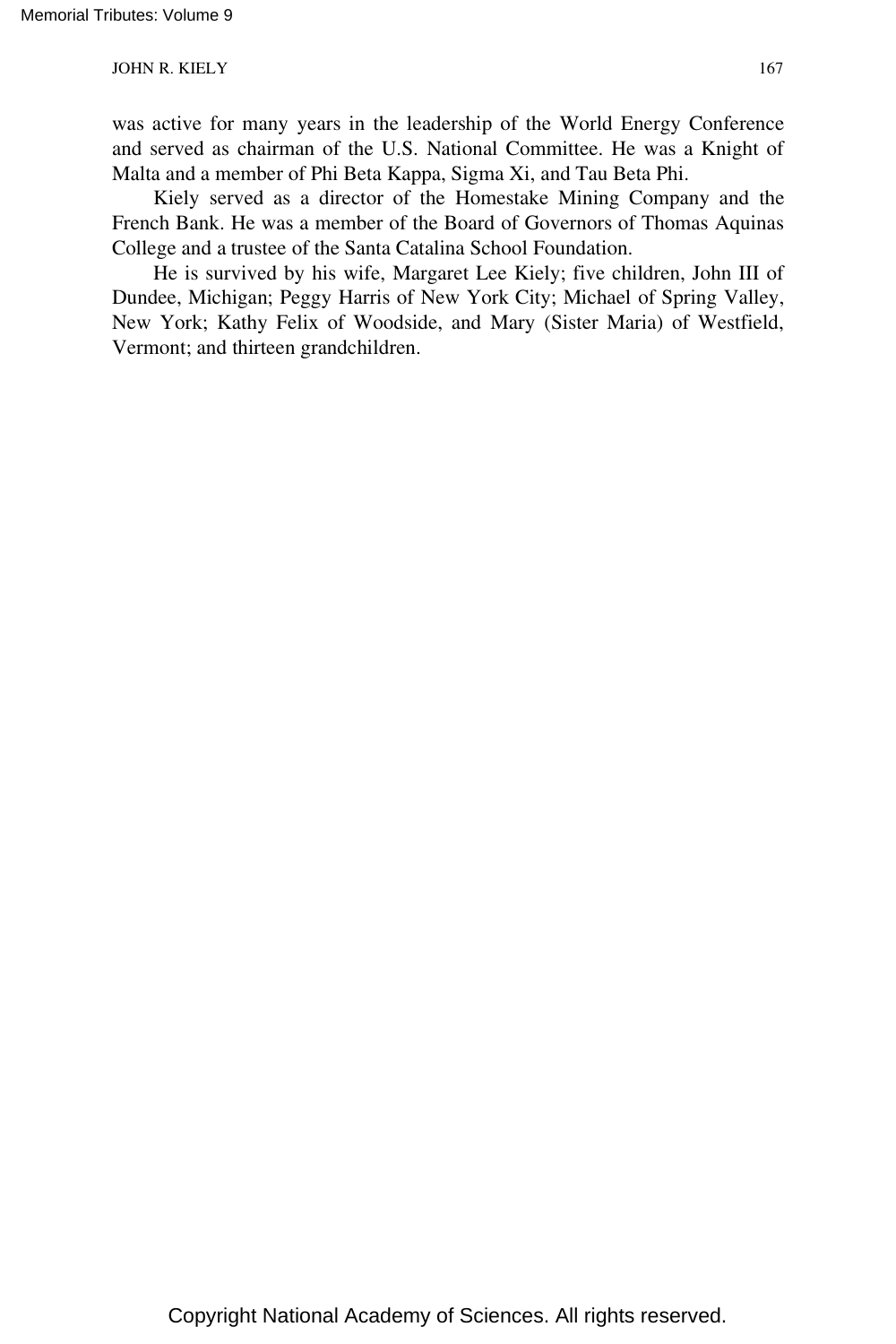was active for many years in the leadership of the World Energy Conference and served as chairman of the U.S. National Committee. He was a Knight of Malta and a member of Phi Beta Kappa, Sigma Xi, and Tau Beta Phi.

Kiely served as a director of the Homestake Mining Company and the French Bank. He was a member of the Board of Governors of Thomas Aquinas College and a trustee of the Santa Catalina School Foundation.

He is survived by his wife, Margaret Lee Kiely; five children, John III of Dundee, Michigan; Peggy Harris of New York City; Michael of Spring Valley, New York; Kathy Felix of Woodside, and Mary (Sister Maria) of Westfield, Vermont; and thirteen grandchildren.